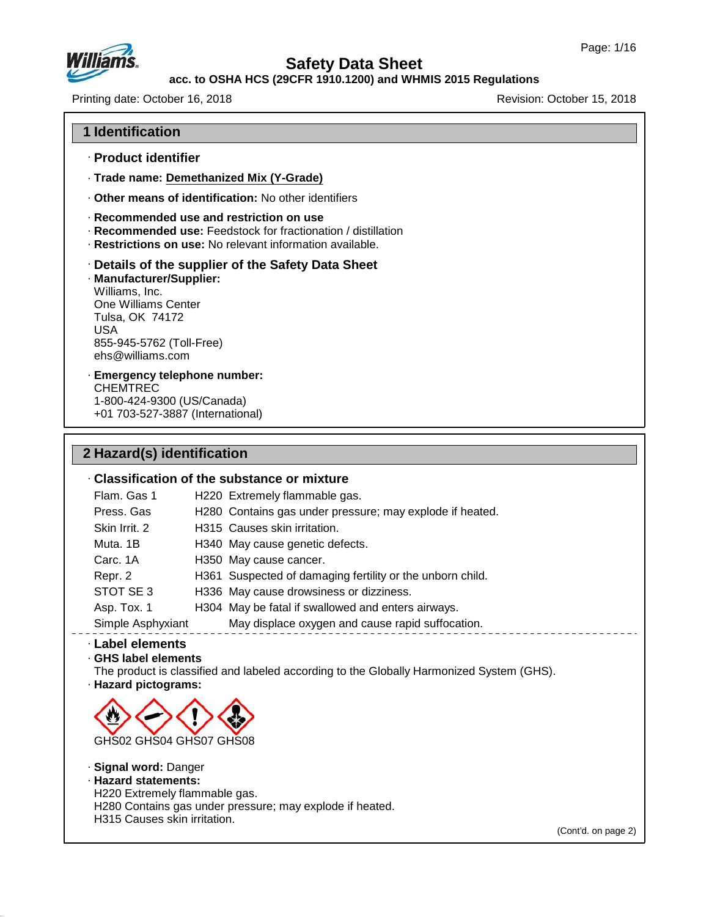# Safety Data Sheet

**acc. to OSHA HCS (29CFR 1910.1200) and WHMIS 2015 Regulations**

Printing date: October 16, 2018 Revision: October 15, 2018

## 1 Identification

· **Product identifier**

· **Trade name: Demethanized Mix (Y-Grade)**

· **Other means of identification:** No other identifiers

· **Recommended use and restriction on use**
· **Recommended use:** Feedstock for fractionation / distillation
· **Restrictions on use:** No relevant information available.

· **Details of the supplier of the Safety Data Sheet**
· **Manufacturer/Supplier:**
Williams, Inc.
One Williams Center
Tulsa, OK 74172
USA
855-945-5762 (Toll-Free)
ehs@williams.com

· **Emergency telephone number:**
CHEMTREC
1-800-424-9300 (US/Canada)
+01 703-527-3887 (International)

## 2 Hazard(s) identification

· **Classification of the substance or mixture**

| | | |
|---|---|---|
| Flam. Gas 1 | H220 | Extremely flammable gas. |
| Press. Gas | H280 | Contains gas under pressure; may explode if heated. |
| Skin Irrit. 2 | H315 | Causes skin irritation. |
| Muta. 1B | H340 | May cause genetic defects. |
| Carc. 1A | H350 | May cause cancer. |
| Repr. 2 | H361 | Suspected of damaging fertility or the unborn child. |
| STOT SE 3 | H336 | May cause drowsiness or dizziness. |
| Asp. Tox. 1 | H304 | May be fatal if swallowed and enters airways. |
| Simple Asphyxiant | | May displace oxygen and cause rapid suffocation. |

· **Label elements**
· **GHS label elements**
The product is classified and labeled according to the Globally Harmonized System (GHS).
· **Hazard pictograms:**

GHS02 GHS04 GHS07 GHS08

· **Signal word:** Danger
· **Hazard statements:**
H220 Extremely flammable gas.
H280 Contains gas under pressure; may explode if heated.
H315 Causes skin irritation.

(Cont'd. on page 2)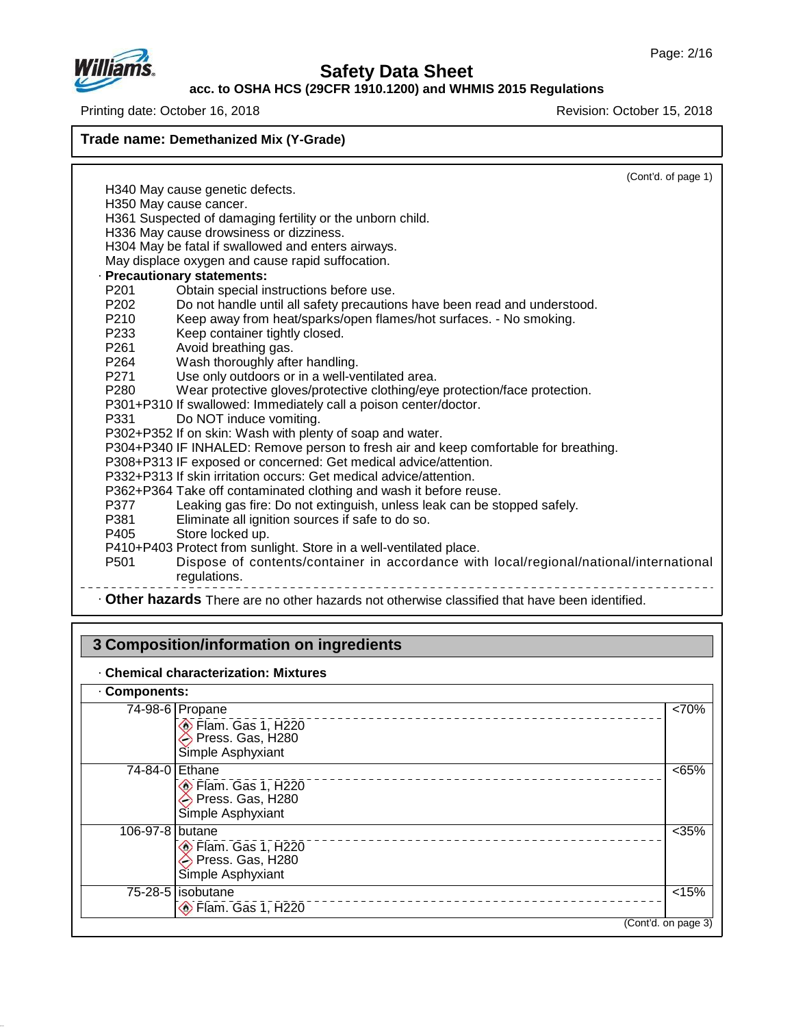Trade name: **Demethanized Mix (Y-Grade)**

(Cont'd. of page 1)

H340 May cause genetic defects.
H350 May cause cancer.
H361 Suspected of damaging fertility or the unborn child.
H336 May cause drowsiness or dizziness.
H304 May be fatal if swallowed and enters airways.
May displace oxygen and cause rapid suffocation.

· **Precautionary statements:**

P201 Obtain special instructions before use.
P202 Do not handle until all safety precautions have been read and understood.
P210 Keep away from heat/sparks/open flames/hot surfaces. - No smoking.
P233 Keep container tightly closed.
P261 Avoid breathing gas.
P264 Wash thoroughly after handling.
P271 Use only outdoors or in a well-ventilated area.
P280 Wear protective gloves/protective clothing/eye protection/face protection.
P301+P310 If swallowed: Immediately call a poison center/doctor.
P331 Do NOT induce vomiting.
P302+P352 If on skin: Wash with plenty of soap and water.
P304+P340 IF INHALED: Remove person to fresh air and keep comfortable for breathing.
P308+P313 IF exposed or concerned: Get medical advice/attention.
P332+P313 If skin irritation occurs: Get medical advice/attention.
P362+P364 Take off contaminated clothing and wash it before reuse.
P377 Leaking gas fire: Do not extinguish, unless leak can be stopped safely.
P381 Eliminate all ignition sources if safe to do so.
P405 Store locked up.
P410+P403 Protect from sunlight. Store in a well-ventilated place.
P501 Dispose of contents/container in accordance with local/regional/national/international regulations.

· **Other hazards** There are no other hazards not otherwise classified that have been identified.

## 3 Composition/information on ingredients

· **Chemical characterization: Mixtures**

· **Components:**

| CAS | Component | % |
|---|---|---|
| 74-98-6 | Propane<br>Flam. Gas 1, H220<br>Press. Gas, H280<br>Simple Asphyxiant | <70% |
| 74-84-0 | Ethane<br>Flam. Gas 1, H220<br>Press. Gas, H280<br>Simple Asphyxiant | <65% |
| 106-97-8 | butane<br>Flam. Gas 1, H220<br>Press. Gas, H280<br>Simple Asphyxiant | <35% |
| 75-28-5 | isobutane<br>Flam. Gas 1, H220 | <15% |

(Cont'd. on page 3)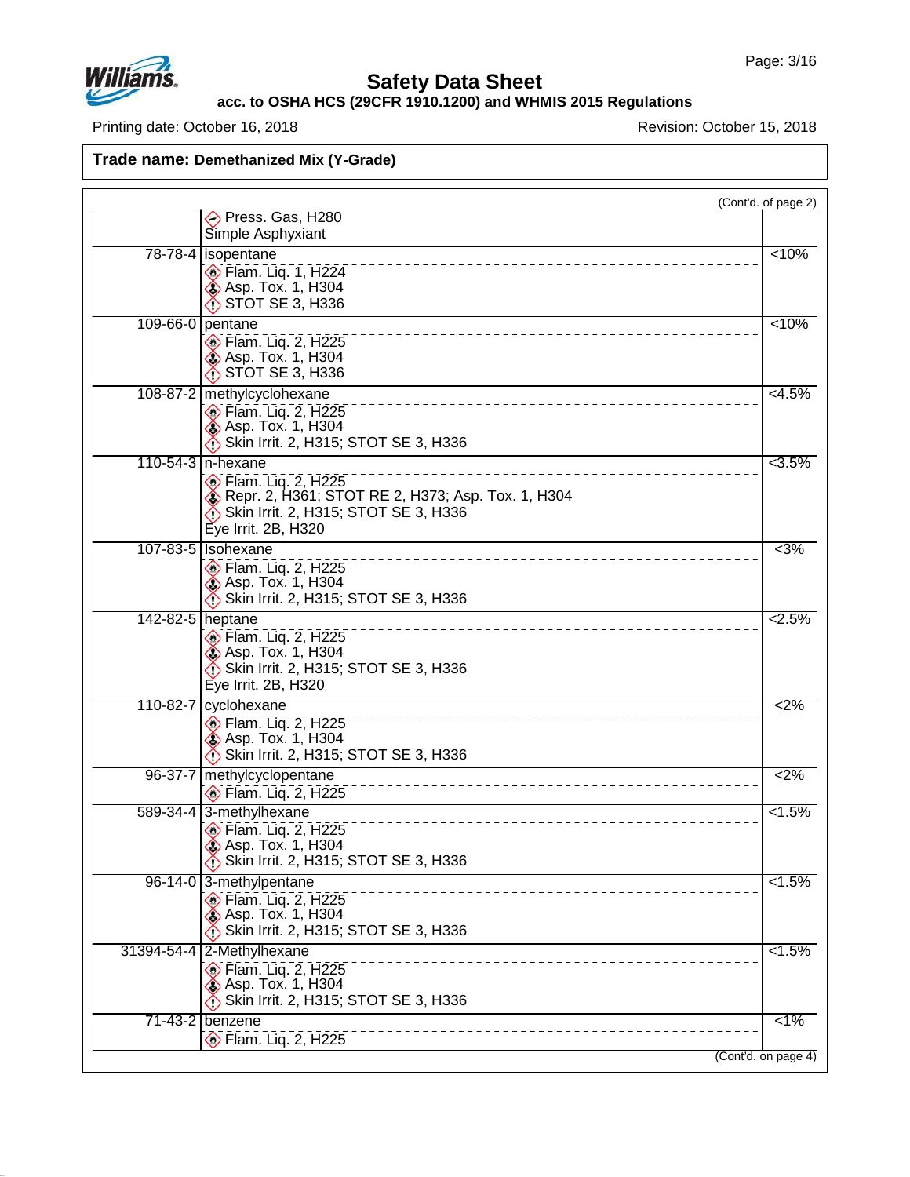**Trade name: Demethanized Mix (Y-Grade)**

(Cont'd. of page 2)

| CAS | Component / Classification | % |
|---|---|---|
| | Press. Gas, H280<br>Simple Asphyxiant | |
| 78-78-4 | isopentane<br>Flam. Liq. 1, H224<br>Asp. Tox. 1, H304<br>STOT SE 3, H336 | <10% |
| 109-66-0 | pentane<br>Flam. Liq. 2, H225<br>Asp. Tox. 1, H304<br>STOT SE 3, H336 | <10% |
| 108-87-2 | methylcyclohexane<br>Flam. Liq. 2, H225<br>Asp. Tox. 1, H304<br>Skin Irrit. 2, H315; STOT SE 3, H336 | <4.5% |
| 110-54-3 | n-hexane<br>Flam. Liq. 2, H225<br>Repr. 2, H361; STOT RE 2, H373; Asp. Tox. 1, H304<br>Skin Irrit. 2, H315; STOT SE 3, H336<br>Eye Irrit. 2B, H320 | <3.5% |
| 107-83-5 | Isohexane<br>Flam. Liq. 2, H225<br>Asp. Tox. 1, H304<br>Skin Irrit. 2, H315; STOT SE 3, H336 | <3% |
| 142-82-5 | heptane<br>Flam. Liq. 2, H225<br>Asp. Tox. 1, H304<br>Skin Irrit. 2, H315; STOT SE 3, H336<br>Eye Irrit. 2B, H320 | <2.5% |
| 110-82-7 | cyclohexane<br>Flam. Liq. 2, H225<br>Asp. Tox. 1, H304<br>Skin Irrit. 2, H315; STOT SE 3, H336 | <2% |
| 96-37-7 | methylcyclopentane<br>Flam. Liq. 2, H225 | <2% |
| 589-34-4 | 3-methylhexane<br>Flam. Liq. 2, H225<br>Asp. Tox. 1, H304<br>Skin Irrit. 2, H315; STOT SE 3, H336 | <1.5% |
| 96-14-0 | 3-methylpentane<br>Flam. Liq. 2, H225<br>Asp. Tox. 1, H304<br>Skin Irrit. 2, H315; STOT SE 3, H336 | <1.5% |
| 31394-54-4 | 2-Methylhexane<br>Flam. Liq. 2, H225<br>Asp. Tox. 1, H304<br>Skin Irrit. 2, H315; STOT SE 3, H336 | <1.5% |
| 71-43-2 | benzene<br>Flam. Liq. 2, H225 | <1% |

(Cont'd. on page 4)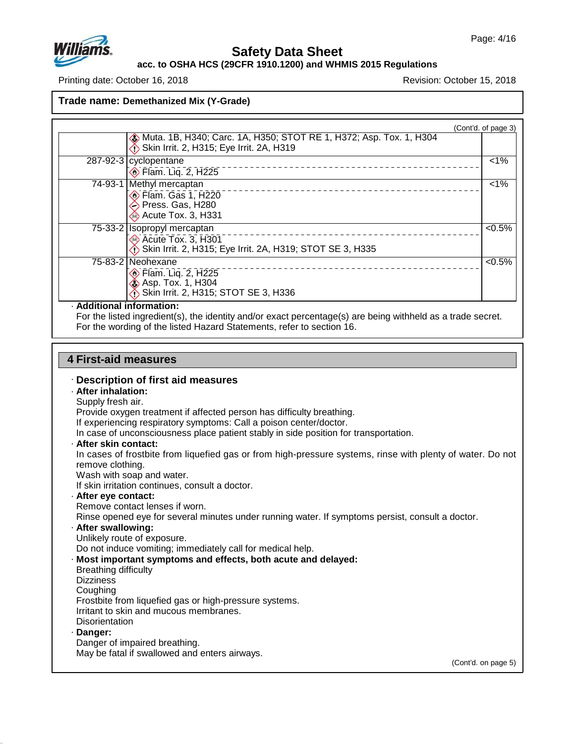**Trade name: Demethanized Mix (Y-Grade)**

(Cont'd. of page 3)

| CAS | Ingredient / Classification | Percentage |
|---|---|---|
| | Muta. 1B, H340; Carc. 1A, H350; STOT RE 1, H372; Asp. Tox. 1, H304<br>Skin Irrit. 2, H315; Eye Irrit. 2A, H319 | |
| 287-92-3 | cyclopentane<br>Flam. Liq. 2, H225 | <1% |
| 74-93-1 | Methyl mercaptan<br>Flam. Gas 1, H220<br>Press. Gas, H280<br>Acute Tox. 3, H331 | <1% |
| 75-33-2 | Isopropyl mercaptan<br>Acute Tox. 3, H301<br>Skin Irrit. 2, H315; Eye Irrit. 2A, H319; STOT SE 3, H335 | <0.5% |
| 75-83-2 | Neohexane<br>Flam. Liq. 2, H225<br>Asp. Tox. 1, H304<br>Skin Irrit. 2, H315; STOT SE 3, H336 | <0.5% |

· **Additional information:**
For the listed ingredient(s), the identity and/or exact percentage(s) are being withheld as a trade secret.
For the wording of the listed Hazard Statements, refer to section 16.

## 4 First-aid measures

· **Description of first aid measures**

· **After inhalation:**
Supply fresh air.
Provide oxygen treatment if affected person has difficulty breathing.
If experiencing respiratory symptoms: Call a poison center/doctor.
In case of unconsciousness place patient stably in side position for transportation.

· **After skin contact:**
In cases of frostbite from liquefied gas or from high-pressure systems, rinse with plenty of water. Do not remove clothing.
Wash with soap and water.
If skin irritation continues, consult a doctor.

· **After eye contact:**
Remove contact lenses if worn.
Rinse opened eye for several minutes under running water. If symptoms persist, consult a doctor.

· **After swallowing:**
Unlikely route of exposure.
Do not induce vomiting; immediately call for medical help.

· **Most important symptoms and effects, both acute and delayed:**
Breathing difficulty
Dizziness
Coughing
Frostbite from liquefied gas or high-pressure systems.
Irritant to skin and mucous membranes.
Disorientation

· **Danger:**
Danger of impaired breathing.
May be fatal if swallowed and enters airways.

(Cont'd. on page 5)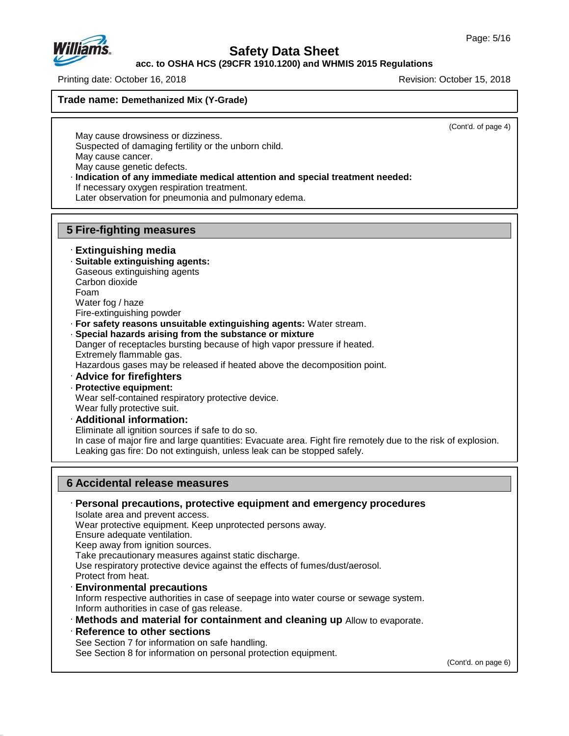**Trade name: Demethanized Mix (Y-Grade)**

(Cont'd. of page 4)

May cause drowsiness or dizziness.
Suspected of damaging fertility or the unborn child.
May cause cancer.
May cause genetic defects.

· **Indication of any immediate medical attention and special treatment needed:**
If necessary oxygen respiration treatment.
Later observation for pneumonia and pulmonary edema.

## 5 Fire-fighting measures

· **Extinguishing media**

· **Suitable extinguishing agents:**
Gaseous extinguishing agents
Carbon dioxide
Foam
Water fog / haze
Fire-extinguishing powder

· **For safety reasons unsuitable extinguishing agents:** Water stream.

· **Special hazards arising from the substance or mixture**
Danger of receptacles bursting because of high vapor pressure if heated.
Extremely flammable gas.
Hazardous gases may be released if heated above the decomposition point.

· **Advice for firefighters**

· **Protective equipment:**
Wear self-contained respiratory protective device.
Wear fully protective suit.

· **Additional information:**
Eliminate all ignition sources if safe to do so.
In case of major fire and large quantities: Evacuate area. Fight fire remotely due to the risk of explosion.
Leaking gas fire: Do not extinguish, unless leak can be stopped safely.

## 6 Accidental release measures

· **Personal precautions, protective equipment and emergency procedures**
Isolate area and prevent access.
Wear protective equipment. Keep unprotected persons away.
Ensure adequate ventilation.
Keep away from ignition sources.
Take precautionary measures against static discharge.
Use respiratory protective device against the effects of fumes/dust/aerosol.
Protect from heat.

· **Environmental precautions**
Inform respective authorities in case of seepage into water course or sewage system.
Inform authorities in case of gas release.

· **Methods and material for containment and cleaning up** Allow to evaporate.

· **Reference to other sections**
See Section 7 for information on safe handling.
See Section 8 for information on personal protection equipment.

(Cont'd. on page 6)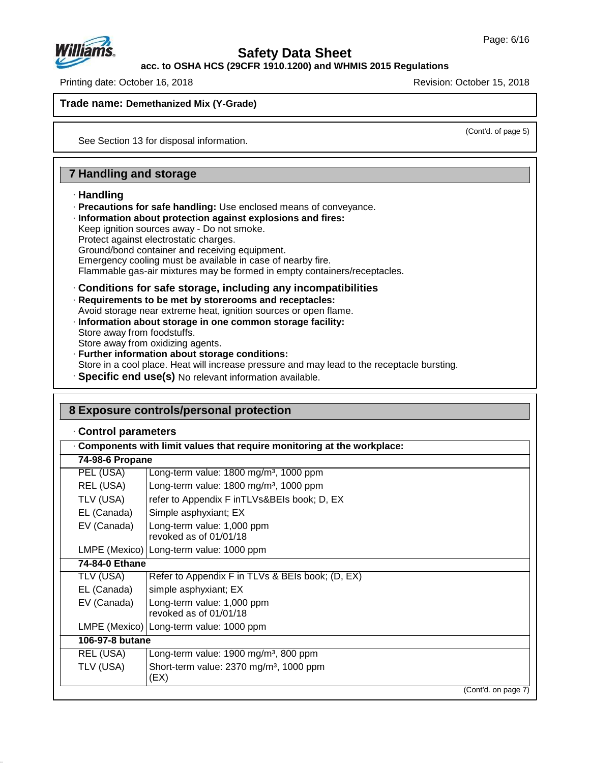**Trade name: Demethanized Mix (Y-Grade)**

(Cont'd. of page 5)

See Section 13 for disposal information.

## 7 Handling and storage

· **Handling**

· **Precautions for safe handling:** Use enclosed means of conveyance.

· **Information about protection against explosions and fires:**
Keep ignition sources away - Do not smoke.
Protect against electrostatic charges.
Ground/bond container and receiving equipment.
Emergency cooling must be available in case of nearby fire.
Flammable gas-air mixtures may be formed in empty containers/receptacles.

· **Conditions for safe storage, including any incompatibilities**

· **Requirements to be met by storerooms and receptacles:**
Avoid storage near extreme heat, ignition sources or open flame.

· **Information about storage in one common storage facility:**
Store away from foodstuffs.
Store away from oxidizing agents.

· **Further information about storage conditions:**
Store in a cool place. Heat will increase pressure and may lead to the receptacle bursting.

· **Specific end use(s)** No relevant information available.

## 8 Exposure controls/personal protection

· **Control parameters**

| · **Components with limit values that require monitoring at the workplace:** | |
|---|---|
| **74-98-6 Propane** | |
| PEL (USA) | Long-term value: 1800 mg/m³, 1000 ppm |
| REL (USA) | Long-term value: 1800 mg/m³, 1000 ppm |
| TLV (USA) | refer to Appendix F inTLVs&BEIs book; D, EX |
| EL (Canada) | Simple asphyxiant; EX |
| EV (Canada) | Long-term value: 1,000 ppm<br>revoked as of 01/01/18 |
| LMPE (Mexico) | Long-term value: 1000 ppm |
| **74-84-0 Ethane** | |
| TLV (USA) | Refer to Appendix F in TLVs & BEIs book; (D, EX) |
| EL (Canada) | simple asphyxiant; EX |
| EV (Canada) | Long-term value: 1,000 ppm<br>revoked as of 01/01/18 |
| LMPE (Mexico) | Long-term value: 1000 ppm |
| **106-97-8 butane** | |
| REL (USA) | Long-term value: 1900 mg/m³, 800 ppm |
| TLV (USA) | Short-term value: 2370 mg/m³, 1000 ppm<br>(EX) |

(Cont'd. on page 7)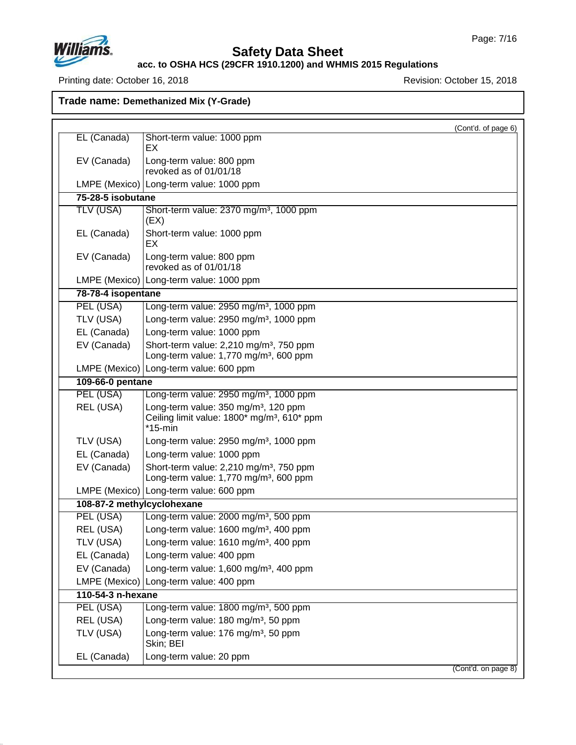**Trade name: Demethanized Mix (Y-Grade)**

(Cont'd. of page 6)

| | |
|---|---|
| EL (Canada) | Short-term value: 1000 ppm<br>EX |
| EV (Canada) | Long-term value: 800 ppm<br>revoked as of 01/01/18 |
| LMPE (Mexico) | Long-term value: 1000 ppm |
| **75-28-5 isobutane** | |
| TLV (USA) | Short-term value: 2370 mg/m³, 1000 ppm<br>(EX) |
| EL (Canada) | Short-term value: 1000 ppm<br>EX |
| EV (Canada) | Long-term value: 800 ppm<br>revoked as of 01/01/18 |
| LMPE (Mexico) | Long-term value: 1000 ppm |
| **78-78-4 isopentane** | |
| PEL (USA) | Long-term value: 2950 mg/m³, 1000 ppm |
| TLV (USA) | Long-term value: 2950 mg/m³, 1000 ppm |
| EL (Canada) | Long-term value: 1000 ppm |
| EV (Canada) | Short-term value: 2,210 mg/m³, 750 ppm<br>Long-term value: 1,770 mg/m³, 600 ppm |
| LMPE (Mexico) | Long-term value: 600 ppm |
| **109-66-0 pentane** | |
| PEL (USA) | Long-term value: 2950 mg/m³, 1000 ppm |
| REL (USA) | Long-term value: 350 mg/m³, 120 ppm<br>Ceiling limit value: 1800* mg/m³, 610* ppm<br>*15-min |
| TLV (USA) | Long-term value: 2950 mg/m³, 1000 ppm |
| EL (Canada) | Long-term value: 1000 ppm |
| EV (Canada) | Short-term value: 2,210 mg/m³, 750 ppm<br>Long-term value: 1,770 mg/m³, 600 ppm |
| LMPE (Mexico) | Long-term value: 600 ppm |
| **108-87-2 methylcyclohexane** | |
| PEL (USA) | Long-term value: 2000 mg/m³, 500 ppm |
| REL (USA) | Long-term value: 1600 mg/m³, 400 ppm |
| TLV (USA) | Long-term value: 1610 mg/m³, 400 ppm |
| EL (Canada) | Long-term value: 400 ppm |
| EV (Canada) | Long-term value: 1,600 mg/m³, 400 ppm |
| LMPE (Mexico) | Long-term value: 400 ppm |
| **110-54-3 n-hexane** | |
| PEL (USA) | Long-term value: 1800 mg/m³, 500 ppm |
| REL (USA) | Long-term value: 180 mg/m³, 50 ppm |
| TLV (USA) | Long-term value: 176 mg/m³, 50 ppm<br>Skin; BEI |
| EL (Canada) | Long-term value: 20 ppm |

(Cont'd. on page 8)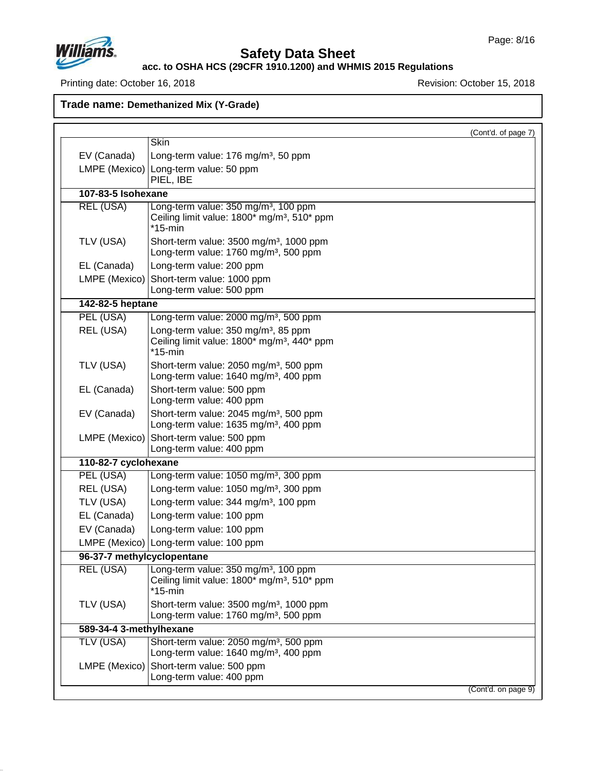**Trade name: Demethanized Mix (Y-Grade)**

(Cont'd. of page 7)

| | |
|---|---|
| | Skin |
| EV (Canada) | Long-term value: 176 mg/m³, 50 ppm |
| LMPE (Mexico) | Long-term value: 50 ppm<br>PIEL, IBE |
| **107-83-5 Isohexane** | |
| REL (USA) | Long-term value: 350 mg/m³, 100 ppm<br>Ceiling limit value: 1800* mg/m³, 510* ppm<br>*15-min |
| TLV (USA) | Short-term value: 3500 mg/m³, 1000 ppm<br>Long-term value: 1760 mg/m³, 500 ppm |
| EL (Canada) | Long-term value: 200 ppm |
| LMPE (Mexico) | Short-term value: 1000 ppm<br>Long-term value: 500 ppm |
| **142-82-5 heptane** | |
| PEL (USA) | Long-term value: 2000 mg/m³, 500 ppm |
| REL (USA) | Long-term value: 350 mg/m³, 85 ppm<br>Ceiling limit value: 1800* mg/m³, 440* ppm<br>*15-min |
| TLV (USA) | Short-term value: 2050 mg/m³, 500 ppm<br>Long-term value: 1640 mg/m³, 400 ppm |
| EL (Canada) | Short-term value: 500 ppm<br>Long-term value: 400 ppm |
| EV (Canada) | Short-term value: 2045 mg/m³, 500 ppm<br>Long-term value: 1635 mg/m³, 400 ppm |
| LMPE (Mexico) | Short-term value: 500 ppm<br>Long-term value: 400 ppm |
| **110-82-7 cyclohexane** | |
| PEL (USA) | Long-term value: 1050 mg/m³, 300 ppm |
| REL (USA) | Long-term value: 1050 mg/m³, 300 ppm |
| TLV (USA) | Long-term value: 344 mg/m³, 100 ppm |
| EL (Canada) | Long-term value: 100 ppm |
| EV (Canada) | Long-term value: 100 ppm |
| LMPE (Mexico) | Long-term value: 100 ppm |
| **96-37-7 methylcyclopentane** | |
| REL (USA) | Long-term value: 350 mg/m³, 100 ppm<br>Ceiling limit value: 1800* mg/m³, 510* ppm<br>*15-min |
| TLV (USA) | Short-term value: 3500 mg/m³, 1000 ppm<br>Long-term value: 1760 mg/m³, 500 ppm |
| **589-34-4 3-methylhexane** | |
| TLV (USA) | Short-term value: 2050 mg/m³, 500 ppm<br>Long-term value: 1640 mg/m³, 400 ppm |
| LMPE (Mexico) | Short-term value: 500 ppm<br>Long-term value: 400 ppm |

(Cont'd. on page 9)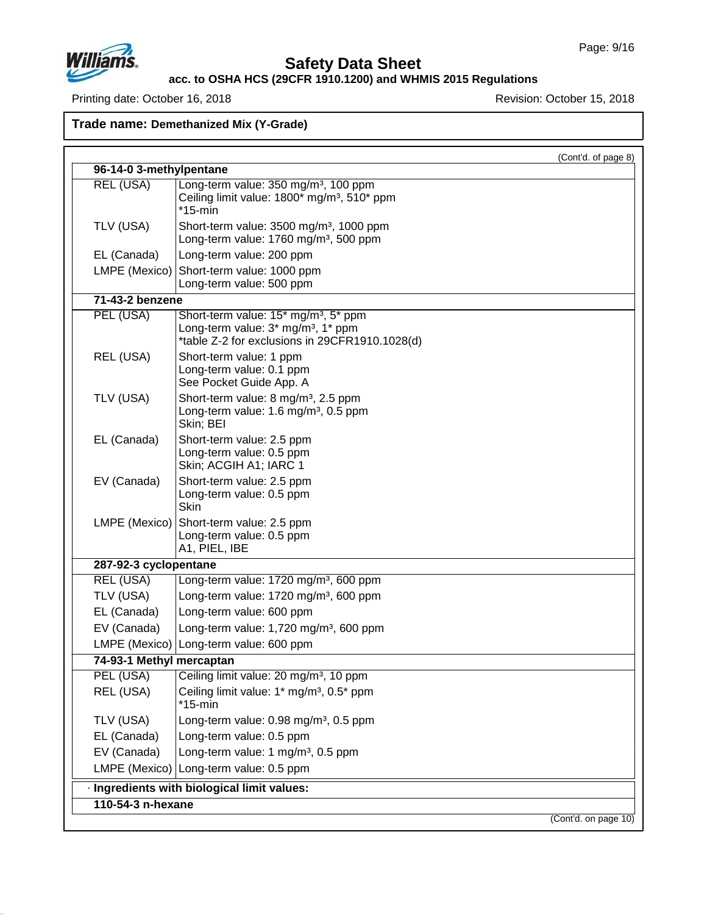Trade name: **Demethanized Mix (Y-Grade)**

(Cont'd. of page 8)

| **96-14-0 3-methylpentane** | |
|---|---|
| REL (USA) | Long-term value: 350 mg/m³, 100 ppm<br>Ceiling limit value: 1800* mg/m³, 510* ppm<br>*15-min |
| TLV (USA) | Short-term value: 3500 mg/m³, 1000 ppm<br>Long-term value: 1760 mg/m³, 500 ppm |
| EL (Canada) | Long-term value: 200 ppm |
| LMPE (Mexico) | Short-term value: 1000 ppm<br>Long-term value: 500 ppm |
| **71-43-2 benzene** | |
| PEL (USA) | Short-term value: 15* mg/m³, 5* ppm<br>Long-term value: 3* mg/m³, 1* ppm<br>*table Z-2 for exclusions in 29CFR1910.1028(d) |
| REL (USA) | Short-term value: 1 ppm<br>Long-term value: 0.1 ppm<br>See Pocket Guide App. A |
| TLV (USA) | Short-term value: 8 mg/m³, 2.5 ppm<br>Long-term value: 1.6 mg/m³, 0.5 ppm<br>Skin; BEI |
| EL (Canada) | Short-term value: 2.5 ppm<br>Long-term value: 0.5 ppm<br>Skin; ACGIH A1; IARC 1 |
| EV (Canada) | Short-term value: 2.5 ppm<br>Long-term value: 0.5 ppm<br>Skin |
| LMPE (Mexico) | Short-term value: 2.5 ppm<br>Long-term value: 0.5 ppm<br>A1, PIEL, IBE |
| **287-92-3 cyclopentane** | |
| REL (USA) | Long-term value: 1720 mg/m³, 600 ppm |
| TLV (USA) | Long-term value: 1720 mg/m³, 600 ppm |
| EL (Canada) | Long-term value: 600 ppm |
| EV (Canada) | Long-term value: 1,720 mg/m³, 600 ppm |
| LMPE (Mexico) | Long-term value: 600 ppm |
| **74-93-1 Methyl mercaptan** | |
| PEL (USA) | Ceiling limit value: 20 mg/m³, 10 ppm |
| REL (USA) | Ceiling limit value: 1* mg/m³, 0.5* ppm<br>*15-min |
| TLV (USA) | Long-term value: 0.98 mg/m³, 0.5 ppm |
| EL (Canada) | Long-term value: 0.5 ppm |
| EV (Canada) | Long-term value: 1 mg/m³, 0.5 ppm |
| LMPE (Mexico) | Long-term value: 0.5 ppm |

· **Ingredients with biological limit values:**

**110-54-3 n-hexane**

(Cont'd. on page 10)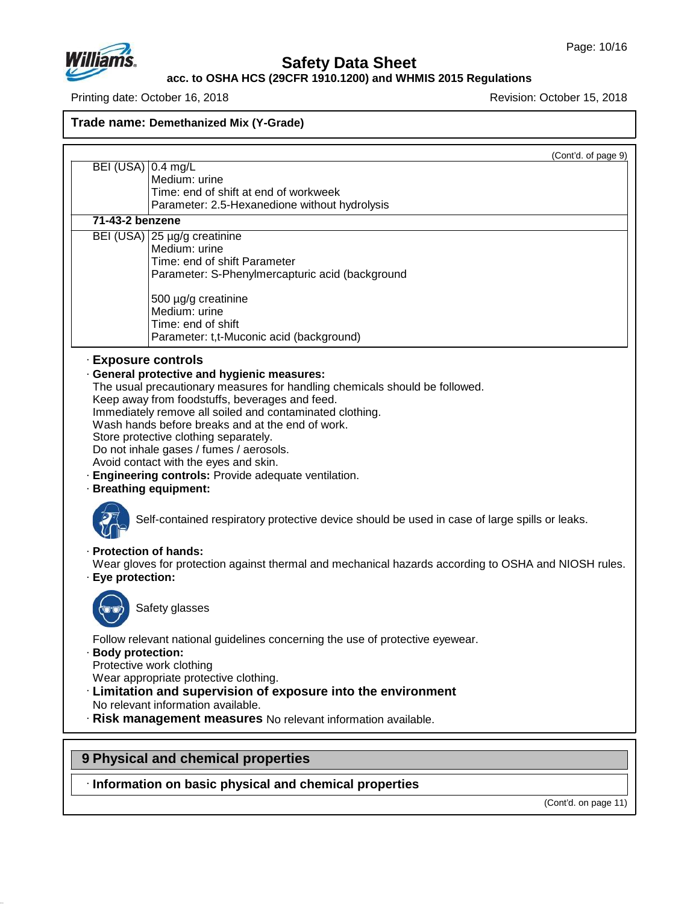(Cont'd. of page 9)

| | |
|---|---|
| BEI (USA) | 0.4 mg/L<br>Medium: urine<br>Time: end of shift at end of workweek<br>Parameter: 2.5-Hexanedione without hydrolysis |
| **71-43-2 benzene** | |
| BEI (USA) | 25 µg/g creatinine<br>Medium: urine<br>Time: end of shift Parameter<br>Parameter: S-Phenylmercapturic acid (background<br><br>500 µg/g creatinine<br>Medium: urine<br>Time: end of shift<br>Parameter: t,t-Muconic acid (background) |

· **Exposure controls**

· **General protective and hygienic measures:**
The usual precautionary measures for handling chemicals should be followed.
Keep away from foodstuffs, beverages and feed.
Immediately remove all soiled and contaminated clothing.
Wash hands before breaks and at the end of work.
Store protective clothing separately.
Do not inhale gases / fumes / aerosols.
Avoid contact with the eyes and skin.

· **Engineering controls:** Provide adequate ventilation.

· **Breathing equipment:**

Self-contained respiratory protective device should be used in case of large spills or leaks.

· **Protection of hands:**
Wear gloves for protection against thermal and mechanical hazards according to OSHA and NIOSH rules.

· **Eye protection:**

Safety glasses

Follow relevant national guidelines concerning the use of protective eyewear.

· **Body protection:**
Protective work clothing
Wear appropriate protective clothing.

· **Limitation and supervision of exposure into the environment**
No relevant information available.

· **Risk management measures** No relevant information available.

## 9 Physical and chemical properties

· **Information on basic physical and chemical properties**

(Cont'd. on page 11)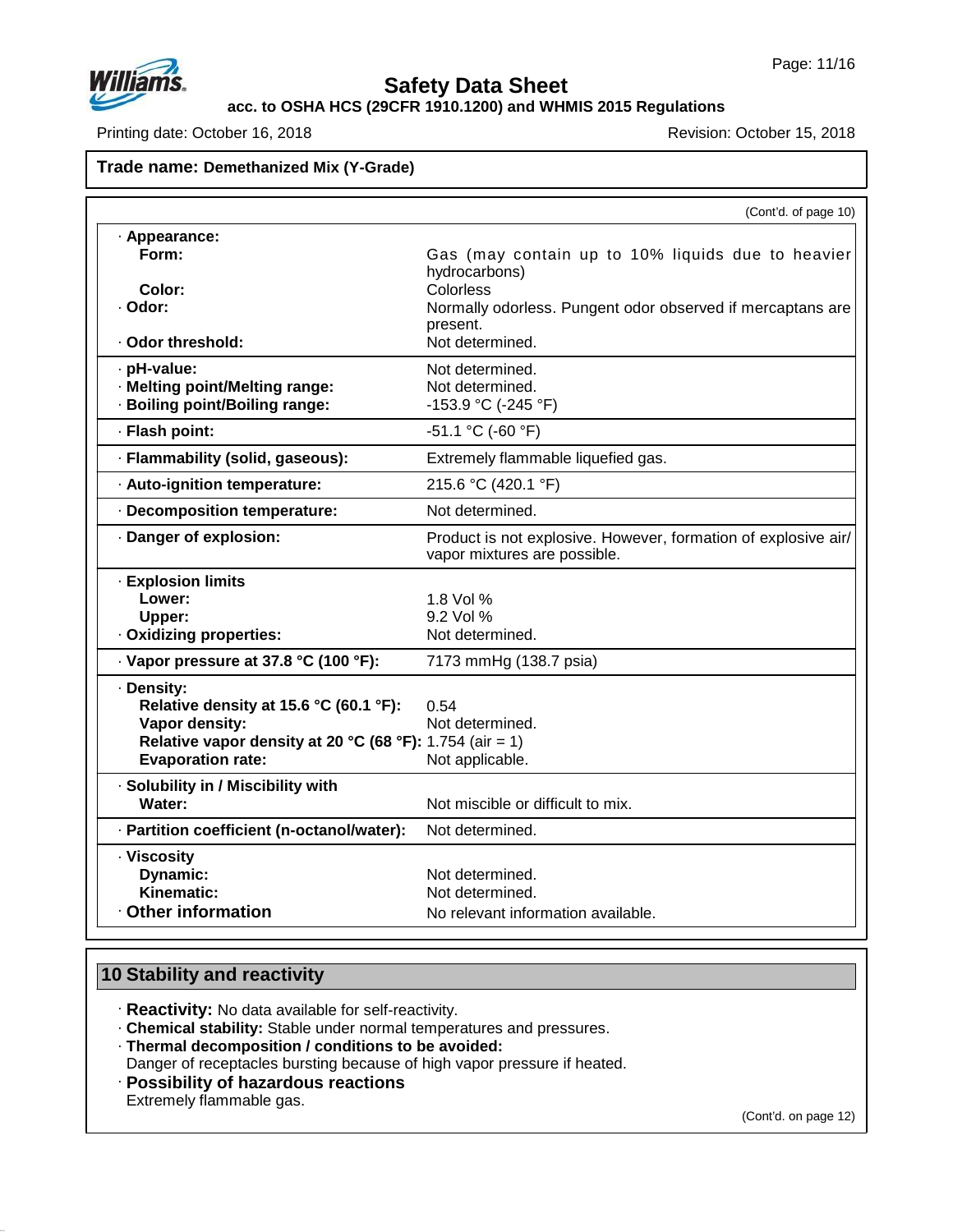**Trade name: Demethanized Mix (Y-Grade)**

(Cont'd. of page 10)

| Property | Value |
|---|---|
| · **Appearance:** | |
| **Form:** | Gas (may contain up to 10% liquids due to heavier hydrocarbons) |
| **Color:** | Colorless |
| · **Odor:** | Normally odorless. Pungent odor observed if mercaptans are present. |
| · **Odor threshold:** | Not determined. |
| · **pH-value:** | Not determined. |
| · **Melting point/Melting range:** | Not determined. |
| · **Boiling point/Boiling range:** | -153.9 °C (-245 °F) |
| · **Flash point:** | -51.1 °C (-60 °F) |
| · **Flammability (solid, gaseous):** | Extremely flammable liquefied gas. |
| · **Auto-ignition temperature:** | 215.6 °C (420.1 °F) |
| · **Decomposition temperature:** | Not determined. |
| · **Danger of explosion:** | Product is not explosive. However, formation of explosive air/vapor mixtures are possible. |
| · **Explosion limits** | |
| **Lower:** | 1.8 Vol % |
| **Upper:** | 9.2 Vol % |
| · **Oxidizing properties:** | Not determined. |
| · **Vapor pressure at 37.8 °C (100 °F):** | 7173 mmHg (138.7 psia) |
| · **Density:** | |
| **Relative density at 15.6 °C (60.1 °F):** | 0.54 |
| **Vapor density:** | Not determined. |
| **Relative vapor density at 20 °C (68 °F):** | 1.754 (air = 1) |
| **Evaporation rate:** | Not applicable. |
| · **Solubility in / Miscibility with** | |
| **Water:** | Not miscible or difficult to mix. |
| · **Partition coefficient (n-octanol/water):** | Not determined. |
| · **Viscosity** | |
| **Dynamic:** | Not determined. |
| **Kinematic:** | Not determined. |
| · **Other information** | No relevant information available. |

## 10 Stability and reactivity

· **Reactivity:** No data available for self-reactivity.
· **Chemical stability:** Stable under normal temperatures and pressures.
· **Thermal decomposition / conditions to be avoided:**
Danger of receptacles bursting because of high vapor pressure if heated.
· **Possibility of hazardous reactions**
Extremely flammable gas.

(Cont'd. on page 12)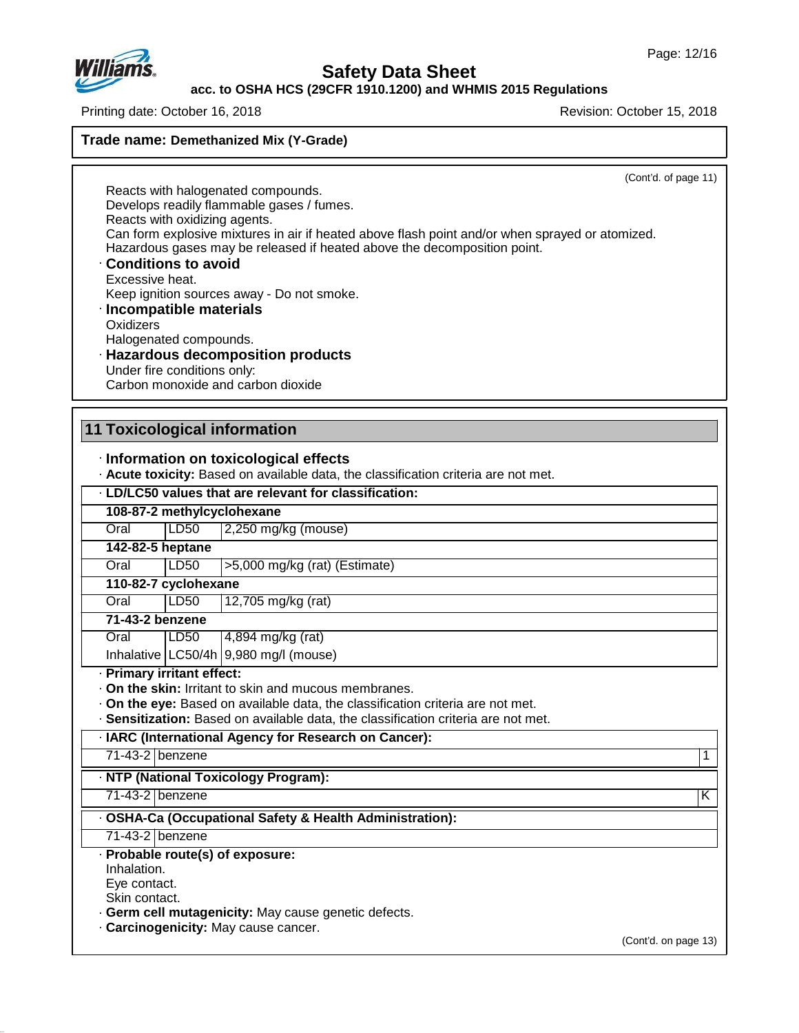**Trade name: Demethanized Mix (Y-Grade)**

(Cont'd. of page 11)

Reacts with halogenated compounds.
Develops readily flammable gases / fumes.
Reacts with oxidizing agents.
Can form explosive mixtures in air if heated above flash point and/or when sprayed or atomized.
Hazardous gases may be released if heated above the decomposition point.

· **Conditions to avoid**
Excessive heat.
Keep ignition sources away - Do not smoke.

· **Incompatible materials**
Oxidizers
Halogenated compounds.

· **Hazardous decomposition products**
Under fire conditions only:
Carbon monoxide and carbon dioxide

## 11 Toxicological information

· **Information on toxicological effects**

· **Acute toxicity:** Based on available data, the classification criteria are not met.

| · LD/LC50 values that are relevant for classification: | | |
|---|---|---|
| **108-87-2 methylcyclohexane** | | |
| Oral | LD50 | 2,250 mg/kg (mouse) |
| **142-82-5 heptane** | | |
| Oral | LD50 | >5,000 mg/kg (rat) (Estimate) |
| **110-82-7 cyclohexane** | | |
| Oral | LD50 | 12,705 mg/kg (rat) |
| **71-43-2 benzene** | | |
| Oral | LD50 | 4,894 mg/kg (rat) |
| Inhalative | LC50/4h | 9,980 mg/l (mouse) |

· **Primary irritant effect:**

· **On the skin:** Irritant to skin and mucous membranes.

· **On the eye:** Based on available data, the classification criteria are not met.

· **Sensitization:** Based on available data, the classification criteria are not met.

| · IARC (International Agency for Research on Cancer): | | |
|---|---|---|
| 71-43-2 | benzene | 1 |

| · NTP (National Toxicology Program): | | |
|---|---|---|
| 71-43-2 | benzene | K |

| · OSHA-Ca (Occupational Safety & Health Administration): | |
|---|---|
| 71-43-2 | benzene |

· **Probable route(s) of exposure:**
Inhalation.
Eye contact.
Skin contact.

· **Germ cell mutagenicity:** May cause genetic defects.

· **Carcinogenicity:** May cause cancer.

(Cont'd. on page 13)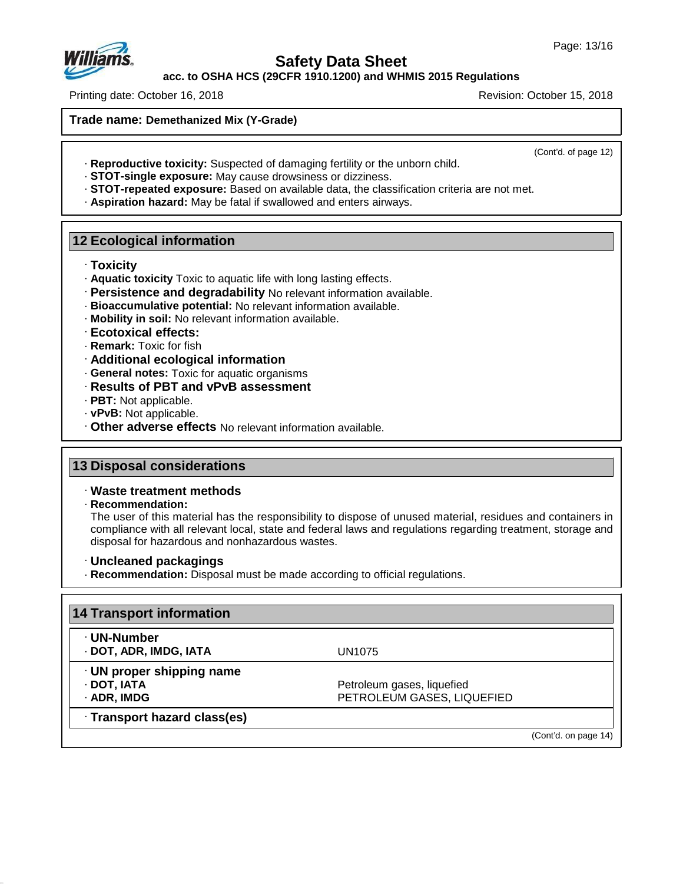**Trade name: Demethanized Mix (Y-Grade)**

(Cont'd. of page 12)

· **Reproductive toxicity:** Suspected of damaging fertility or the unborn child.
· **STOT-single exposure:** May cause drowsiness or dizziness.
· **STOT-repeated exposure:** Based on available data, the classification criteria are not met.
· **Aspiration hazard:** May be fatal if swallowed and enters airways.

## 12 Ecological information

· **Toxicity**
· **Aquatic toxicity** Toxic to aquatic life with long lasting effects.
· **Persistence and degradability** No relevant information available.
· **Bioaccumulative potential:** No relevant information available.
· **Mobility in soil:** No relevant information available.
· **Ecotoxical effects:**
· **Remark:** Toxic for fish
· **Additional ecological information**
· **General notes:** Toxic for aquatic organisms
· **Results of PBT and vPvB assessment**
· **PBT:** Not applicable.
· **vPvB:** Not applicable.
· **Other adverse effects** No relevant information available.

## 13 Disposal considerations

· **Waste treatment methods**
· **Recommendation:**
The user of this material has the responsibility to dispose of unused material, residues and containers in compliance with all relevant local, state and federal laws and regulations regarding treatment, storage and disposal for hazardous and nonhazardous wastes.

· **Uncleaned packagings**
· **Recommendation:** Disposal must be made according to official regulations.

## 14 Transport information

| · **UN-Number** | |
|---|---|
| · **DOT, ADR, IMDG, IATA** | UN1075 |
| · **UN proper shipping name** | |
| · **DOT, IATA** | Petroleum gases, liquefied |
| · **ADR, IMDG** | PETROLEUM GASES, LIQUEFIED |
| · **Transport hazard class(es)** | |

(Cont'd. on page 14)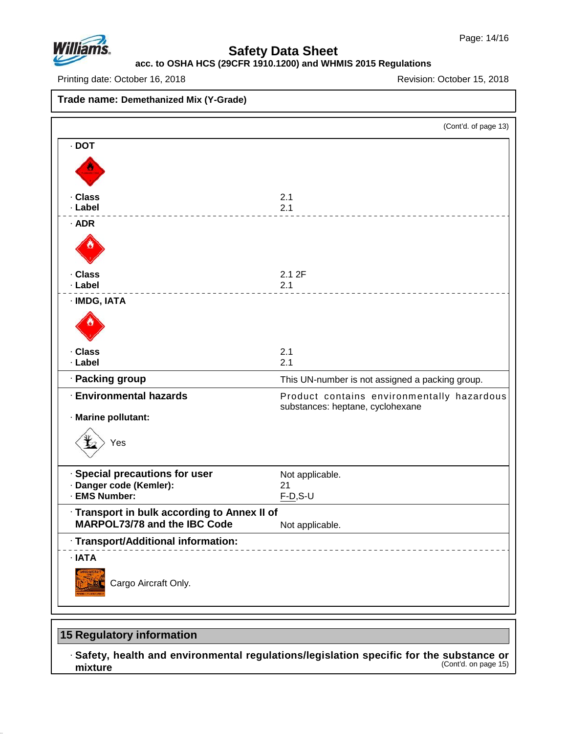**Trade name: Demethanized Mix (Y-Grade)**

(Cont'd. of page 13)

· **DOT**

· **Class** 2.1
· **Label** 2.1

· **ADR**

· **Class** 2.1 2F
· **Label** 2.1

· **IMDG, IATA**

· **Class** 2.1
· **Label** 2.1

· **Packing group** This UN-number is not assigned a packing group.

· **Environmental hazards** Product contains environmentally hazardous substances: heptane, cyclohexane

· **Marine pollutant:**

Yes

· **Special precautions for user** Not applicable.
· **Danger code (Kemler):** 21
· **EMS Number:** F-D,S-U

· **Transport in bulk according to Annex II of MARPOL73/78 and the IBC Code** Not applicable.

· **Transport/Additional information:**

· **IATA**

Cargo Aircraft Only.

## 15 Regulatory information

· **Safety, health and environmental regulations/legislation specific for the substance or mixture**

(Cont'd. on page 15)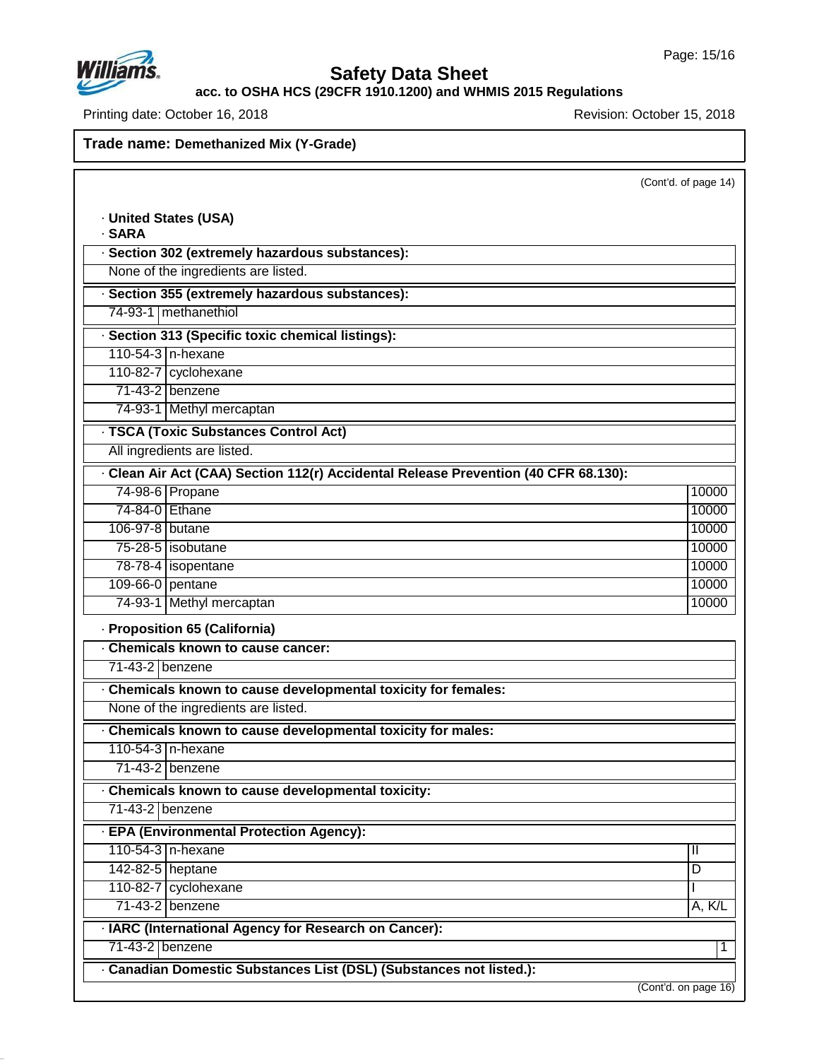**Trade name: Demethanized Mix (Y-Grade)**

(Cont'd. of page 14)

· **United States (USA)**

· **SARA**

· **Section 302 (extremely hazardous substances):**

None of the ingredients are listed.

· **Section 355 (extremely hazardous substances):**

| | |
|---|---|
| 74-93-1 | methanethiol |

· **Section 313 (Specific toxic chemical listings):**

| | |
|---|---|
| 110-54-3 | n-hexane |
| 110-82-7 | cyclohexane |
| 71-43-2 | benzene |
| 74-93-1 | Methyl mercaptan |

· **TSCA (Toxic Substances Control Act)**

All ingredients are listed.

· **Clean Air Act (CAA) Section 112(r) Accidental Release Prevention (40 CFR 68.130):**

| | | |
|---|---|---|
| 74-98-6 | Propane | 10000 |
| 74-84-0 | Ethane | 10000 |
| 106-97-8 | butane | 10000 |
| 75-28-5 | isobutane | 10000 |
| 78-78-4 | isopentane | 10000 |
| 109-66-0 | pentane | 10000 |
| 74-93-1 | Methyl mercaptan | 10000 |

· **Proposition 65 (California)**

· **Chemicals known to cause cancer:**

| | |
|---|---|
| 71-43-2 | benzene |

· **Chemicals known to cause developmental toxicity for females:**

None of the ingredients are listed.

· **Chemicals known to cause developmental toxicity for males:**

| | |
|---|---|
| 110-54-3 | n-hexane |
| 71-43-2 | benzene |

· **Chemicals known to cause developmental toxicity:**

| | |
|---|---|
| 71-43-2 | benzene |

· **EPA (Environmental Protection Agency):**

| | | |
|---|---|---|
| 110-54-3 | n-hexane | II |
| 142-82-5 | heptane | D |
| 110-82-7 | cyclohexane | I |
| 71-43-2 | benzene | A, K/L |

· **IARC (International Agency for Research on Cancer):**

| | | |
|---|---|---|
| 71-43-2 | benzene | 1 |

· **Canadian Domestic Substances List (DSL) (Substances not listed.):**

(Cont'd. on page 16)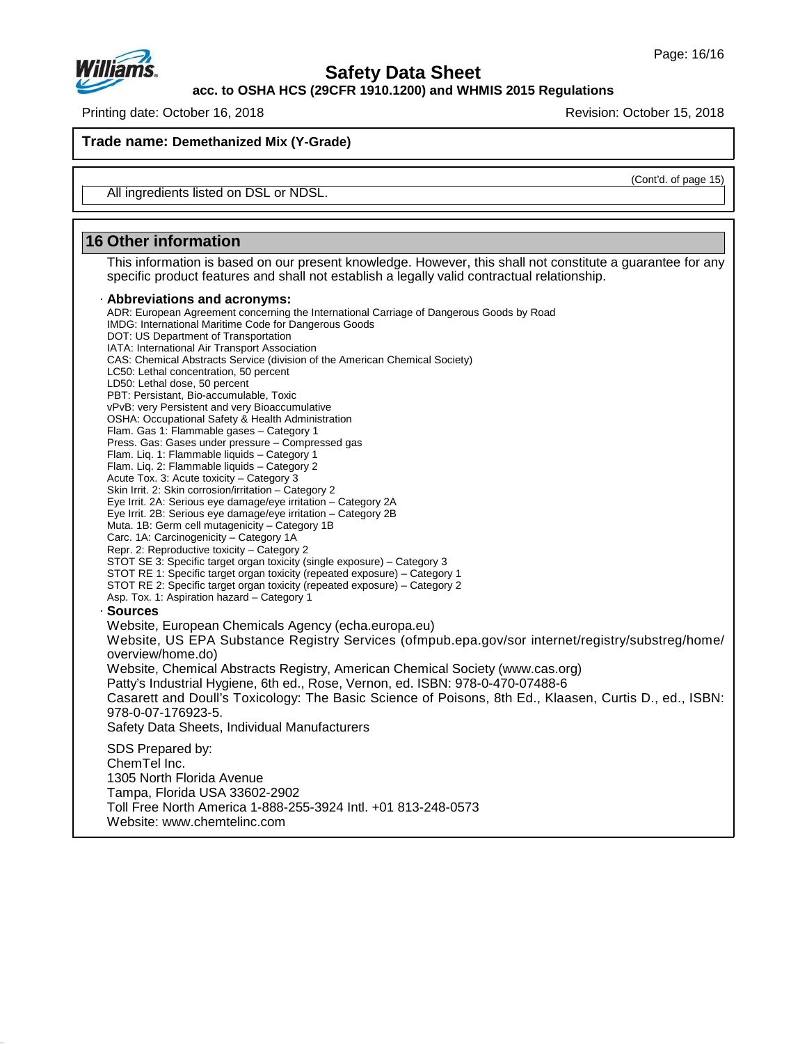Trade name: **Demethanized Mix (Y-Grade)**

(Cont'd. of page 15)

All ingredients listed on DSL or NDSL.

## 16 Other information

This information is based on our present knowledge. However, this shall not constitute a guarantee for any specific product features and shall not establish a legally valid contractual relationship.

· **Abbreviations and acronyms:**

ADR: European Agreement concerning the International Carriage of Dangerous Goods by Road
IMDG: International Maritime Code for Dangerous Goods
DOT: US Department of Transportation
IATA: International Air Transport Association
CAS: Chemical Abstracts Service (division of the American Chemical Society)
LC50: Lethal concentration, 50 percent
LD50: Lethal dose, 50 percent
PBT: Persistant, Bio-accumulable, Toxic
vPvB: very Persistent and very Bioaccumulative
OSHA: Occupational Safety & Health Administration
Flam. Gas 1: Flammable gases – Category 1
Press. Gas: Gases under pressure – Compressed gas
Flam. Liq. 1: Flammable liquids – Category 1
Flam. Liq. 2: Flammable liquids – Category 2
Acute Tox. 3: Acute toxicity – Category 3
Skin Irrit. 2: Skin corrosion/irritation – Category 2
Eye Irrit. 2A: Serious eye damage/eye irritation – Category 2A
Eye Irrit. 2B: Serious eye damage/eye irritation – Category 2B
Muta. 1B: Germ cell mutagenicity – Category 1B
Carc. 1A: Carcinogenicity – Category 1A
Repr. 2: Reproductive toxicity – Category 2
STOT SE 3: Specific target organ toxicity (single exposure) – Category 3
STOT RE 1: Specific target organ toxicity (repeated exposure) – Category 1
STOT RE 2: Specific target organ toxicity (repeated exposure) – Category 2
Asp. Tox. 1: Aspiration hazard – Category 1

· **Sources**

Website, European Chemicals Agency (echa.europa.eu)
Website, US EPA Substance Registry Services (ofmpub.epa.gov/sor internet/registry/substreg/home/overview/home.do)
Website, Chemical Abstracts Registry, American Chemical Society (www.cas.org)
Patty's Industrial Hygiene, 6th ed., Rose, Vernon, ed. ISBN: 978-0-470-07488-6
Casarett and Doull's Toxicology: The Basic Science of Poisons, 8th Ed., Klaasen, Curtis D., ed., ISBN: 978-0-07-176923-5.
Safety Data Sheets, Individual Manufacturers

SDS Prepared by:
ChemTel Inc.
1305 North Florida Avenue
Tampa, Florida USA 33602-2902
Toll Free North America 1-888-255-3924 Intl. +01 813-248-0573
Website: www.chemtelinc.com